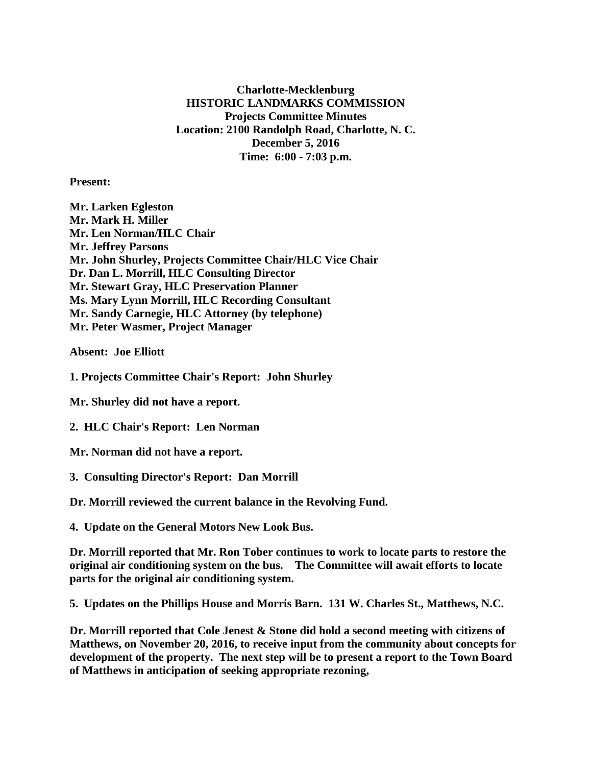**Charlotte-Mecklenburg**
**HISTORIC LANDMARKS COMMISSION**
**Projects Committee Minutes**
**Location: 2100 Randolph Road, Charlotte, N. C.**
**December 5, 2016**
**Time: 6:00 - 7:03 p.m.**

**Present:**

**Mr. Larken Egleston**
**Mr. Mark H. Miller**
**Mr. Len Norman/HLC Chair**
**Mr. Jeffrey Parsons**
**Mr. John Shurley, Projects Committee Chair/HLC Vice Chair**
**Dr. Dan L. Morrill, HLC Consulting Director**
**Mr. Stewart Gray, HLC Preservation Planner**
**Ms. Mary Lynn Morrill, HLC Recording Consultant**
**Mr. Sandy Carnegie, HLC Attorney (by telephone)**
**Mr. Peter Wasmer, Project Manager**

**Absent: Joe Elliott**

**1. Projects Committee Chair's Report: John Shurley**

**Mr. Shurley did not have a report.**

**2. HLC Chair's Report: Len Norman**

**Mr. Norman did not have a report.**

**3. Consulting Director's Report: Dan Morrill**

**Dr. Morrill reviewed the current balance in the Revolving Fund.**

**4. Update on the General Motors New Look Bus.**

**Dr. Morrill reported that Mr. Ron Tober continues to work to locate parts to restore the original air conditioning system on the bus. The Committee will await efforts to locate parts for the original air conditioning system.**

**5. Updates on the Phillips House and Morris Barn. 131 W. Charles St., Matthews, N.C.**

**Dr. Morrill reported that Cole Jenest & Stone did hold a second meeting with citizens of Matthews, on November 20, 2016, to receive input from the community about concepts for development of the property. The next step will be to present a report to the Town Board of Matthews in anticipation of seeking appropriate rezoning,**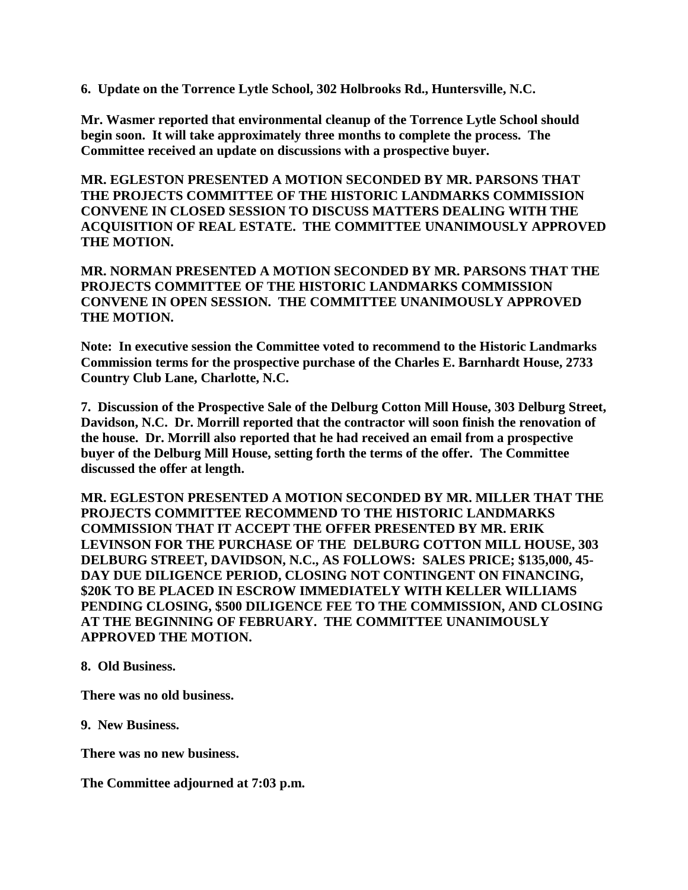**6. Update on the Torrence Lytle School, 302 Holbrooks Rd., Huntersville, N.C.**

**Mr. Wasmer reported that environmental cleanup of the Torrence Lytle School should begin soon. It will take approximately three months to complete the process. The Committee received an update on discussions with a prospective buyer.**

**MR. EGLESTON PRESENTED A MOTION SECONDED BY MR. PARSONS THAT THE PROJECTS COMMITTEE OF THE HISTORIC LANDMARKS COMMISSION CONVENE IN CLOSED SESSION TO DISCUSS MATTERS DEALING WITH THE ACQUISITION OF REAL ESTATE. THE COMMITTEE UNANIMOUSLY APPROVED THE MOTION.**

**MR. NORMAN PRESENTED A MOTION SECONDED BY MR. PARSONS THAT THE PROJECTS COMMITTEE OF THE HISTORIC LANDMARKS COMMISSION CONVENE IN OPEN SESSION. THE COMMITTEE UNANIMOUSLY APPROVED THE MOTION.**

**Note: In executive session the Committee voted to recommend to the Historic Landmarks Commission terms for the prospective purchase of the Charles E. Barnhardt House, 2733 Country Club Lane, Charlotte, N.C.**

**7. Discussion of the Prospective Sale of the Delburg Cotton Mill House, 303 Delburg Street, Davidson, N.C. Dr. Morrill reported that the contractor will soon finish the renovation of the house. Dr. Morrill also reported that he had received an email from a prospective buyer of the Delburg Mill House, setting forth the terms of the offer. The Committee discussed the offer at length.**

**MR. EGLESTON PRESENTED A MOTION SECONDED BY MR. MILLER THAT THE PROJECTS COMMITTEE RECOMMEND TO THE HISTORIC LANDMARKS COMMISSION THAT IT ACCEPT THE OFFER PRESENTED BY MR. ERIK LEVINSON FOR THE PURCHASE OF THE DELBURG COTTON MILL HOUSE, 303 DELBURG STREET, DAVIDSON, N.C., AS FOLLOWS: SALES PRICE; $135,000, 45-DAY DUE DILIGENCE PERIOD, CLOSING NOT CONTINGENT ON FINANCING, $20K TO BE PLACED IN ESCROW IMMEDIATELY WITH KELLER WILLIAMS PENDING CLOSING, $500 DILIGENCE FEE TO THE COMMISSION, AND CLOSING AT THE BEGINNING OF FEBRUARY. THE COMMITTEE UNANIMOUSLY APPROVED THE MOTION.**

**8. Old Business.**

**There was no old business.**

**9. New Business.**

**There was no new business.**

**The Committee adjourned at 7:03 p.m.**